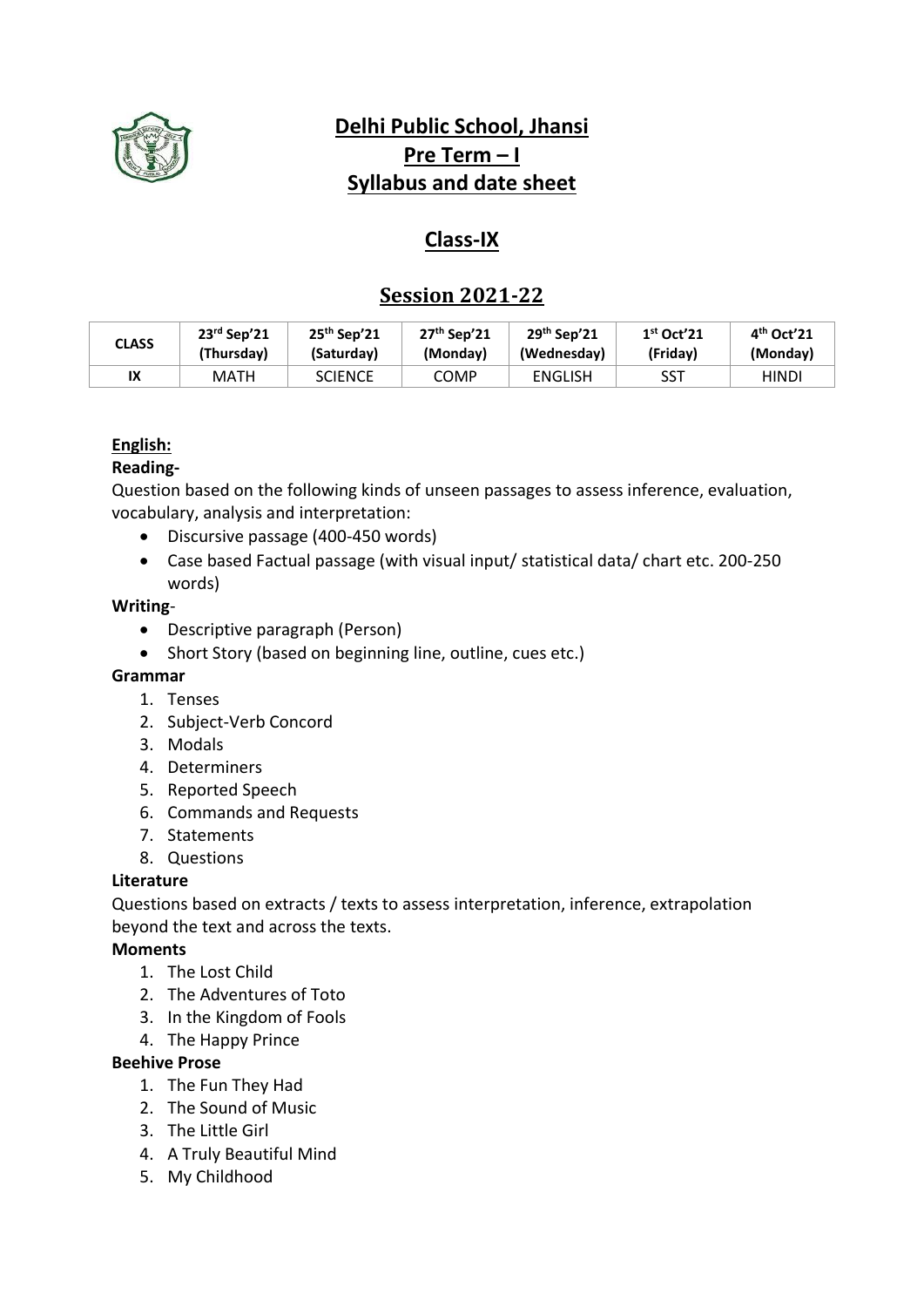# Delhi Public School, Jhansi
## Pre Term – I
## Syllabus and date sheet

## Class-IX

## Session 2021-22

| CLASS | 23rd Sep'21 (Thursday) | 25th Sep'21 (Saturday) | 27th Sep'21 (Monday) | 29th Sep'21 (Wednesday) | 1st Oct'21 (Friday) | 4th Oct'21 (Monday) |
|---|---|---|---|---|---|---|
| IX | MATH | SCIENCE | COMP | ENGLISH | SST | HINDI |

**English:**

**Reading-**

Question based on the following kinds of unseen passages to assess inference, evaluation, vocabulary, analysis and interpretation:

- Discursive passage (400-450 words)
- Case based Factual passage (with visual input/ statistical data/ chart etc. 200-250 words)

**Writing**-

- Descriptive paragraph (Person)
- Short Story (based on beginning line, outline, cues etc.)

**Grammar**

1. Tenses
2. Subject-Verb Concord
3. Modals
4. Determiners
5. Reported Speech
6. Commands and Requests
7. Statements
8. Questions

**Literature**

Questions based on extracts / texts to assess interpretation, inference, extrapolation beyond the text and across the texts.

**Moments**

1. The Lost Child
2. The Adventures of Toto
3. In the Kingdom of Fools
4. The Happy Prince

**Beehive Prose**

1. The Fun They Had
2. The Sound of Music
3. The Little Girl
4. A Truly Beautiful Mind
5. My Childhood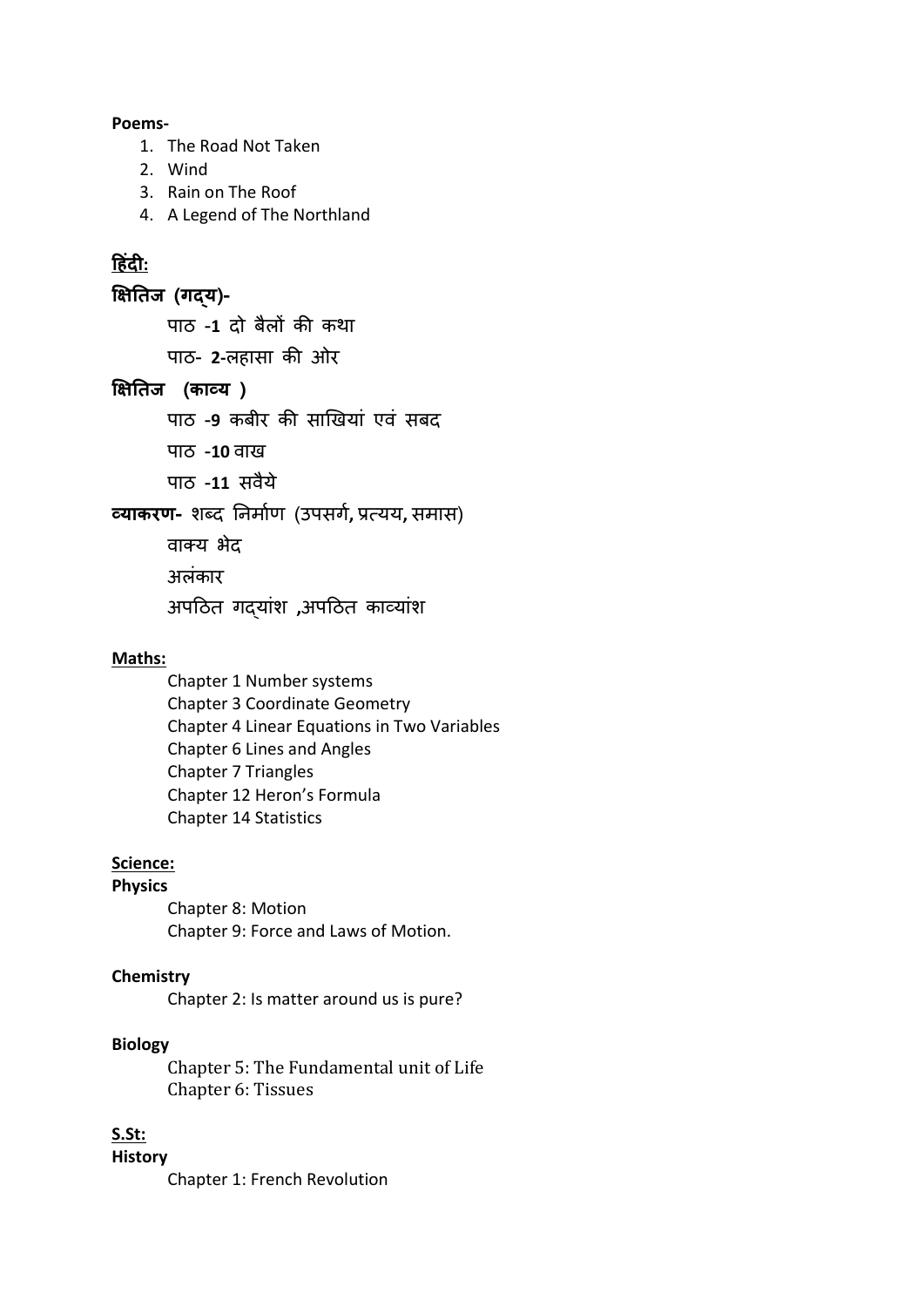**Poems-**

1. The Road Not Taken
2. Wind
3. Rain on The Roof
4. A Legend of The Northland

## हिंदी:

**क्षितिज (गद्य)-**

पाठ -**1** दो बैलों की कथा

पाठ- **2**-ल्हासा की ओर

**क्षितिज (काव्य )**

पाठ -**9** कबीर की साखियां एवं सबद

पाठ -**10** वाख

पाठ -**11** सवैये

**व्याकरण-** शब्द निर्माण (उपसर्ग, प्रत्यय, समास)

वाक्य भेद

अलंकार

अपठित गद्यांश ,अपठित काव्यांश

## Maths:

Chapter 1 Number systems
Chapter 3 Coordinate Geometry
Chapter 4 Linear Equations in Two Variables
Chapter 6 Lines and Angles
Chapter 7 Triangles
Chapter 12 Heron's Formula
Chapter 14 Statistics

## Science:

**Physics**

Chapter 8: Motion
Chapter 9: Force and Laws of Motion.

**Chemistry**

Chapter 2: Is matter around us is pure?

**Biology**

Chapter 5: The Fundamental unit of Life
Chapter 6: Tissues

## S.St:

**History**

Chapter 1: French Revolution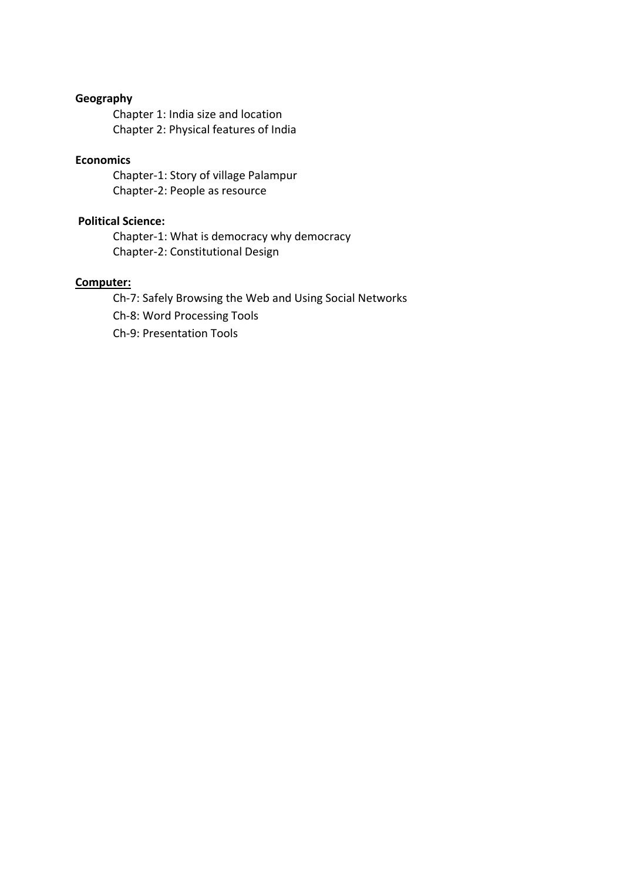**Geography**

Chapter 1: India size and location
Chapter 2: Physical features of India

**Economics**

Chapter-1: Story of village Palampur
Chapter-2: People as resource

**Political Science:**

Chapter-1: What is democracy why democracy
Chapter-2: Constitutional Design

**Computer:**

Ch-7: Safely Browsing the Web and Using Social Networks
Ch-8: Word Processing Tools
Ch-9: Presentation Tools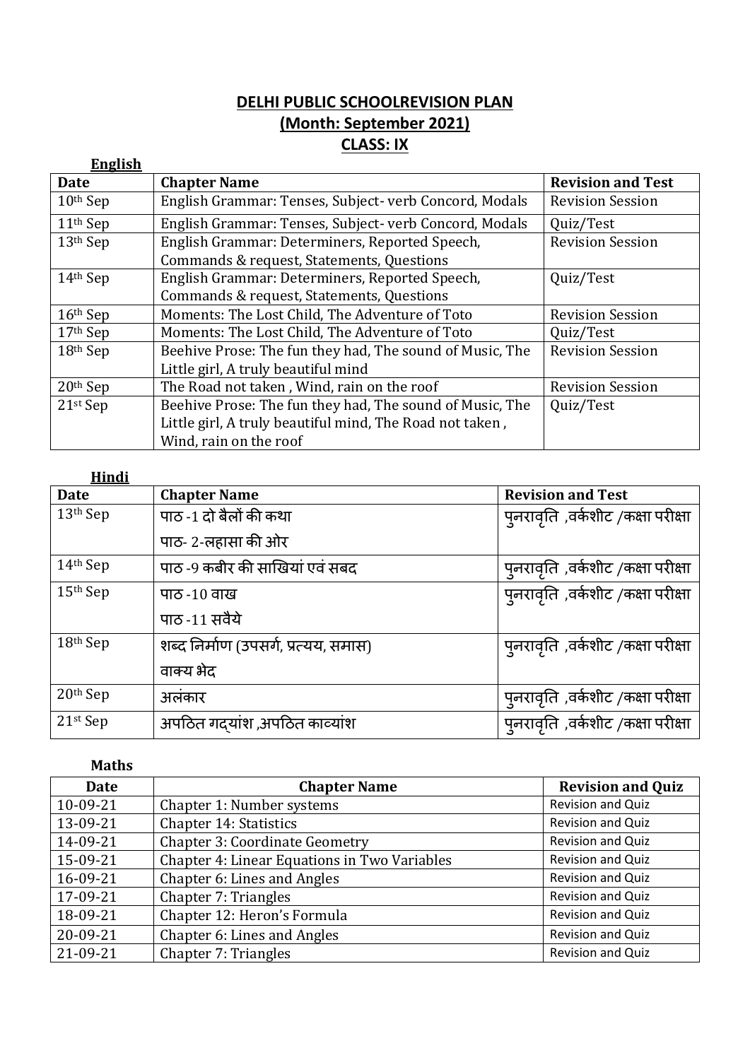# DELHI PUBLIC SCHOOLREVISION PLAN
## (Month: September 2021)
## CLASS: IX

**English**

| Date | Chapter Name | Revision and Test |
|---|---|---|
| 10th Sep | English Grammar: Tenses, Subject- verb Concord, Modals | Revision Session |
| 11th Sep | English Grammar: Tenses, Subject- verb Concord, Modals | Quiz/Test |
| 13th Sep | English Grammar: Determiners, Reported Speech, Commands & request, Statements, Questions | Revision Session |
| 14th Sep | English Grammar: Determiners, Reported Speech, Commands & request, Statements, Questions | Quiz/Test |
| 16th Sep | Moments: The Lost Child, The Adventure of Toto | Revision Session |
| 17th Sep | Moments: The Lost Child, The Adventure of Toto | Quiz/Test |
| 18th Sep | Beehive Prose: The fun they had, The sound of Music, The Little girl, A truly beautiful mind | Revision Session |
| 20th Sep | The Road not taken , Wind, rain on the roof | Revision Session |
| 21st Sep | Beehive Prose: The fun they had, The sound of Music, The Little girl, A truly beautiful mind, The Road not taken , Wind, rain on the roof | Quiz/Test |

**Hindi**

| Date | Chapter Name | Revision and Test |
|---|---|---|
| 13th Sep | पाठ -1 दो बैलों की कथा<br>पाठ- 2-ल्हासा की ओर | पुनरावृति ,वर्कशीट /कक्षा परीक्षा |
| 14th Sep | पाठ -9 कबीर की साखियां एवं सबद | पुनरावृति ,वर्कशीट /कक्षा परीक्षा |
| 15th Sep | पाठ -10 वाख<br>पाठ -11 सवैये | पुनरावृति ,वर्कशीट /कक्षा परीक्षा |
| 18th Sep | शब्द निर्माण (उपसर्ग, प्रत्यय, समास)<br>वाक्य भेद | पुनरावृति ,वर्कशीट /कक्षा परीक्षा |
| 20th Sep | अलंकार | पुनरावृति ,वर्कशीट /कक्षा परीक्षा |
| 21st Sep | अपठित गद्यांश ,अपठित काव्यांश | पुनरावृति ,वर्कशीट /कक्षा परीक्षा |

**Maths**

| Date | Chapter Name | Revision and Quiz |
|---|---|---|
| 10-09-21 | Chapter 1: Number systems | Revision and Quiz |
| 13-09-21 | Chapter 14: Statistics | Revision and Quiz |
| 14-09-21 | Chapter 3: Coordinate Geometry | Revision and Quiz |
| 15-09-21 | Chapter 4: Linear Equations in Two Variables | Revision and Quiz |
| 16-09-21 | Chapter 6: Lines and Angles | Revision and Quiz |
| 17-09-21 | Chapter 7: Triangles | Revision and Quiz |
| 18-09-21 | Chapter 12: Heron's Formula | Revision and Quiz |
| 20-09-21 | Chapter 6: Lines and Angles | Revision and Quiz |
| 21-09-21 | Chapter 7: Triangles | Revision and Quiz |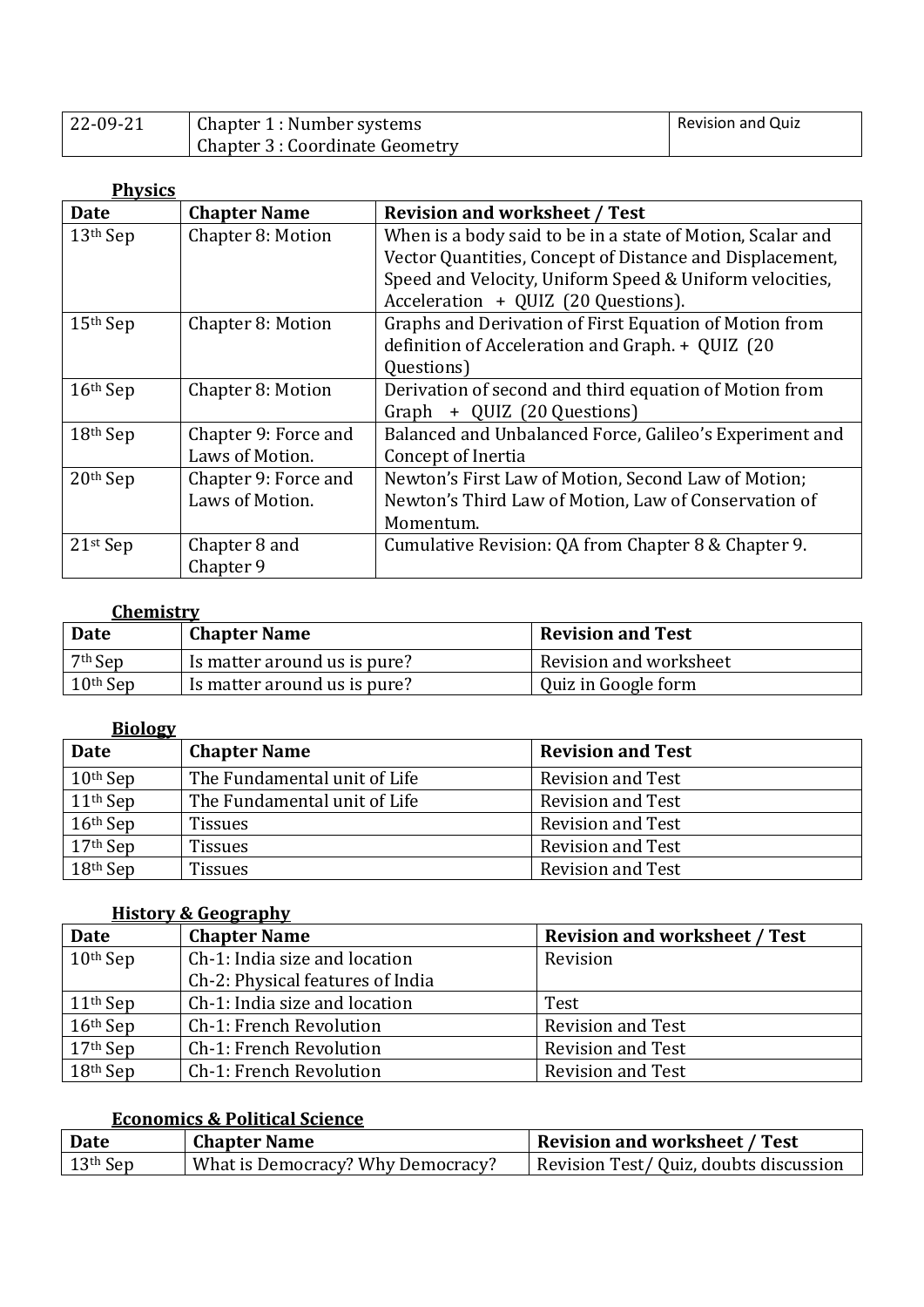| 22-09-21 | Chapter 1 : Number systems<br>Chapter 3 : Coordinate Geometry | Revision and Quiz |
|---|---|---|

**Physics**

| Date | Chapter Name | Revision and worksheet / Test |
|---|---|---|
| 13th Sep | Chapter 8: Motion | When is a body said to be in a state of Motion, Scalar and Vector Quantities, Concept of Distance and Displacement, Speed and Velocity, Uniform Speed & Uniform velocities, Acceleration + QUIZ (20 Questions). |
| 15th Sep | Chapter 8: Motion | Graphs and Derivation of First Equation of Motion from definition of Acceleration and Graph. + QUIZ (20 Questions) |
| 16th Sep | Chapter 8: Motion | Derivation of second and third equation of Motion from Graph + QUIZ (20 Questions) |
| 18th Sep | Chapter 9: Force and Laws of Motion. | Balanced and Unbalanced Force, Galileo's Experiment and Concept of Inertia |
| 20th Sep | Chapter 9: Force and Laws of Motion. | Newton's First Law of Motion, Second Law of Motion; Newton's Third Law of Motion, Law of Conservation of Momentum. |
| 21st Sep | Chapter 8 and Chapter 9 | Cumulative Revision: QA from Chapter 8 & Chapter 9. |

**Chemistry**

| Date | Chapter Name | Revision and Test |
|---|---|---|
| 7th Sep | Is matter around us is pure? | Revision and worksheet |
| 10th Sep | Is matter around us is pure? | Quiz in Google form |

**Biology**

| Date | Chapter Name | Revision and Test |
|---|---|---|
| 10th Sep | The Fundamental unit of Life | Revision and Test |
| 11th Sep | The Fundamental unit of Life | Revision and Test |
| 16th Sep | Tissues | Revision and Test |
| 17th Sep | Tissues | Revision and Test |
| 18th Sep | Tissues | Revision and Test |

**History & Geography**

| Date | Chapter Name | Revision and worksheet / Test |
|---|---|---|
| 10th Sep | Ch-1: India size and location<br>Ch-2: Physical features of India | Revision |
| 11th Sep | Ch-1: India size and location | Test |
| 16th Sep | Ch-1: French Revolution | Revision and Test |
| 17th Sep | Ch-1: French Revolution | Revision and Test |
| 18th Sep | Ch-1: French Revolution | Revision and Test |

**Economics & Political Science**

| Date | Chapter Name | Revision and worksheet / Test |
|---|---|---|
| 13th Sep | What is Democracy? Why Democracy? | Revision Test/ Quiz, doubts discussion |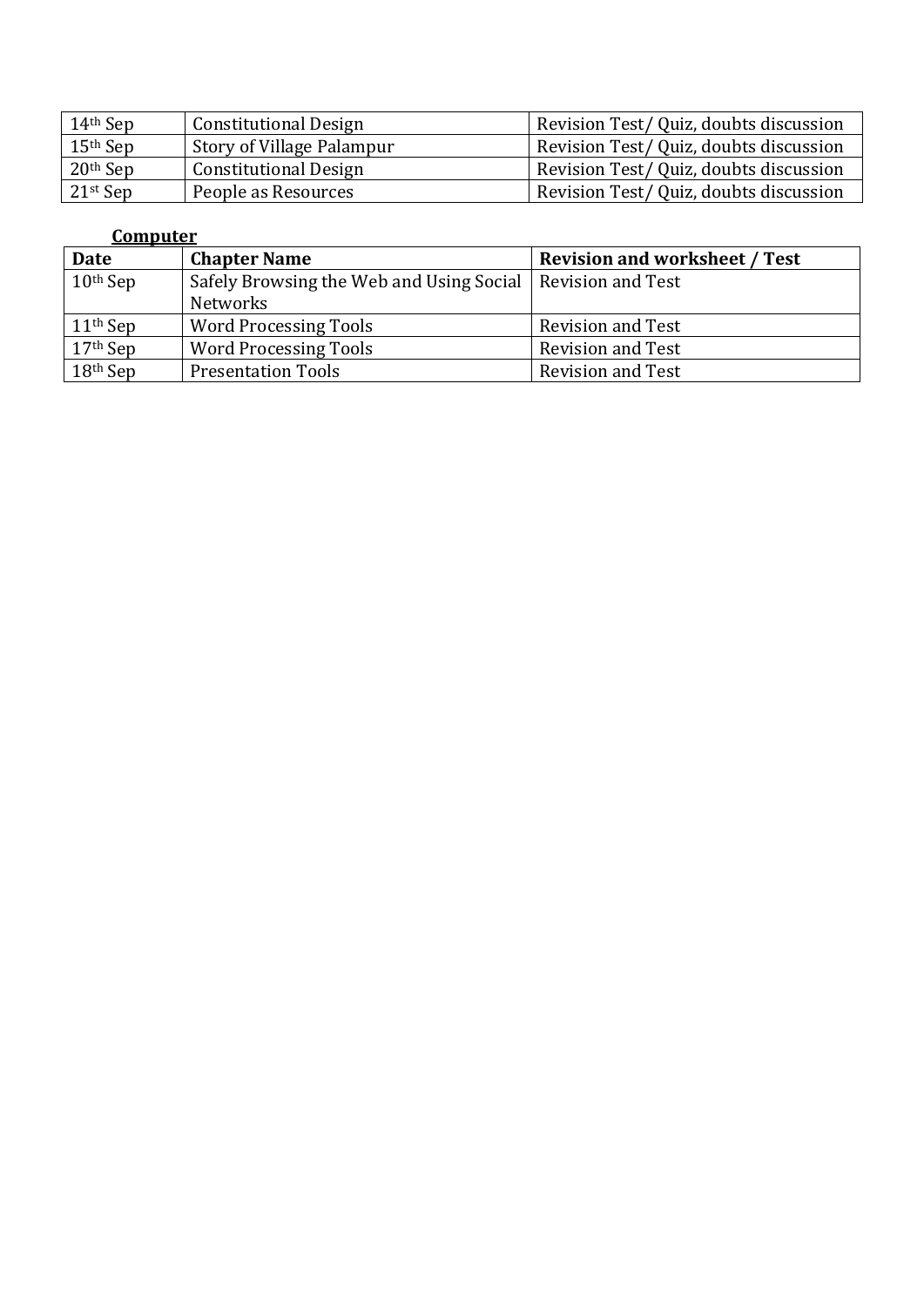| | | |
|---|---|---|
| 14th Sep | Constitutional Design | Revision Test/ Quiz, doubts discussion |
| 15th Sep | Story of Village Palampur | Revision Test/ Quiz, doubts discussion |
| 20th Sep | Constitutional Design | Revision Test/ Quiz, doubts discussion |
| 21st Sep | People as Resources | Revision Test/ Quiz, doubts discussion |

**Computer**

| Date | Chapter Name | Revision and worksheet / Test |
|---|---|---|
| 10th Sep | Safely Browsing the Web and Using Social Networks | Revision and Test |
| 11th Sep | Word Processing Tools | Revision and Test |
| 17th Sep | Word Processing Tools | Revision and Test |
| 18th Sep | Presentation Tools | Revision and Test |